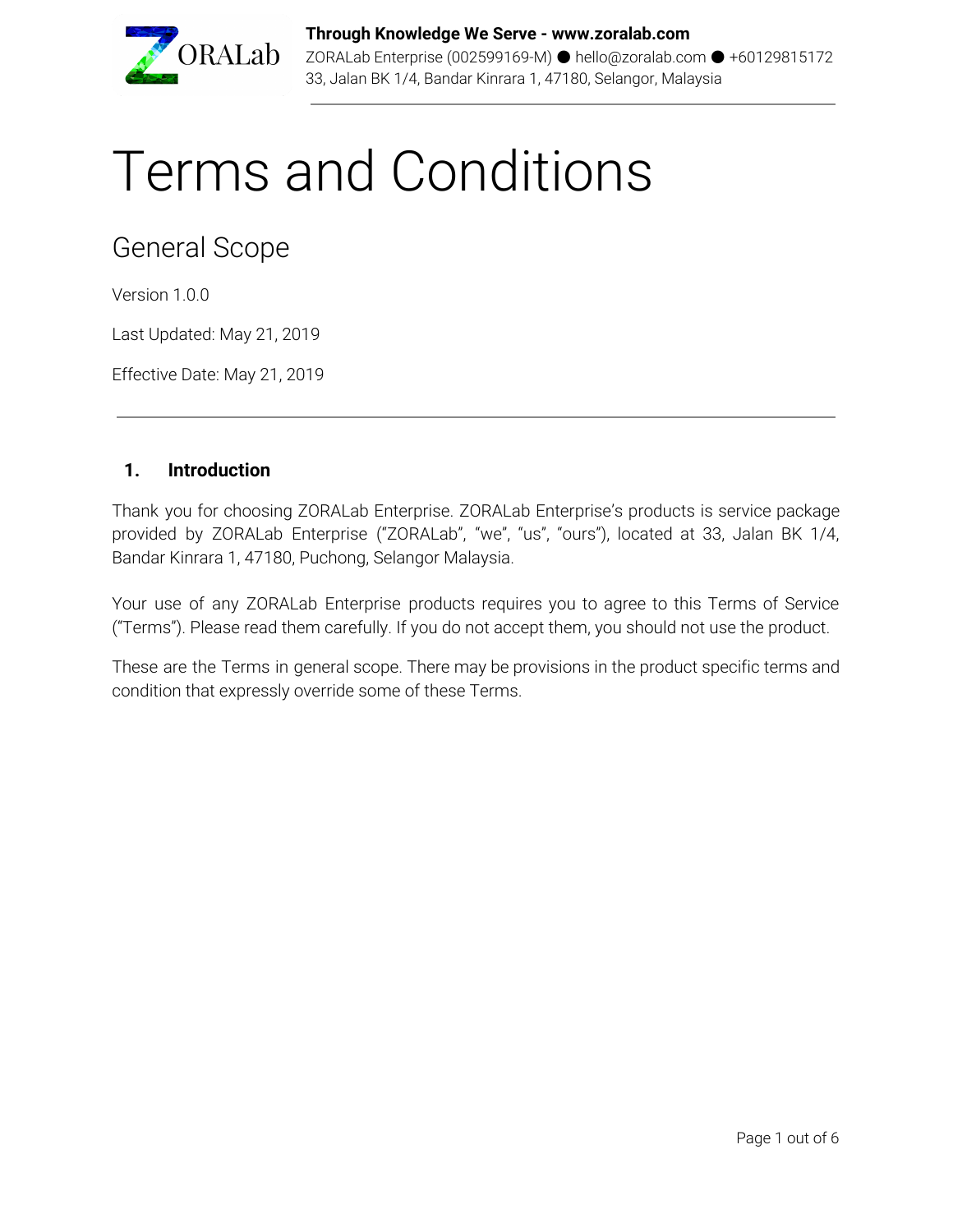# Terms and Conditions

## General Scope

Version 1.0.0

Last Updated: May 21, 2019

Effective Date: May 21, 2019

---

### 1. Introduction

Thank you for choosing ZORALab Enterprise. ZORALab Enterprise's products is service package provided by ZORALab Enterprise ("ZORALab", "we", "us", "ours"), located at 33, Jalan BK 1/4, Bandar Kinrara 1, 47180, Puchong, Selangor Malaysia.

Your use of any ZORALab Enterprise products requires you to agree to this Terms of Service ("Terms"). Please read them carefully. If you do not accept them, you should not use the product.

These are the Terms in general scope. There may be provisions in the product specific terms and condition that expressly override some of these Terms.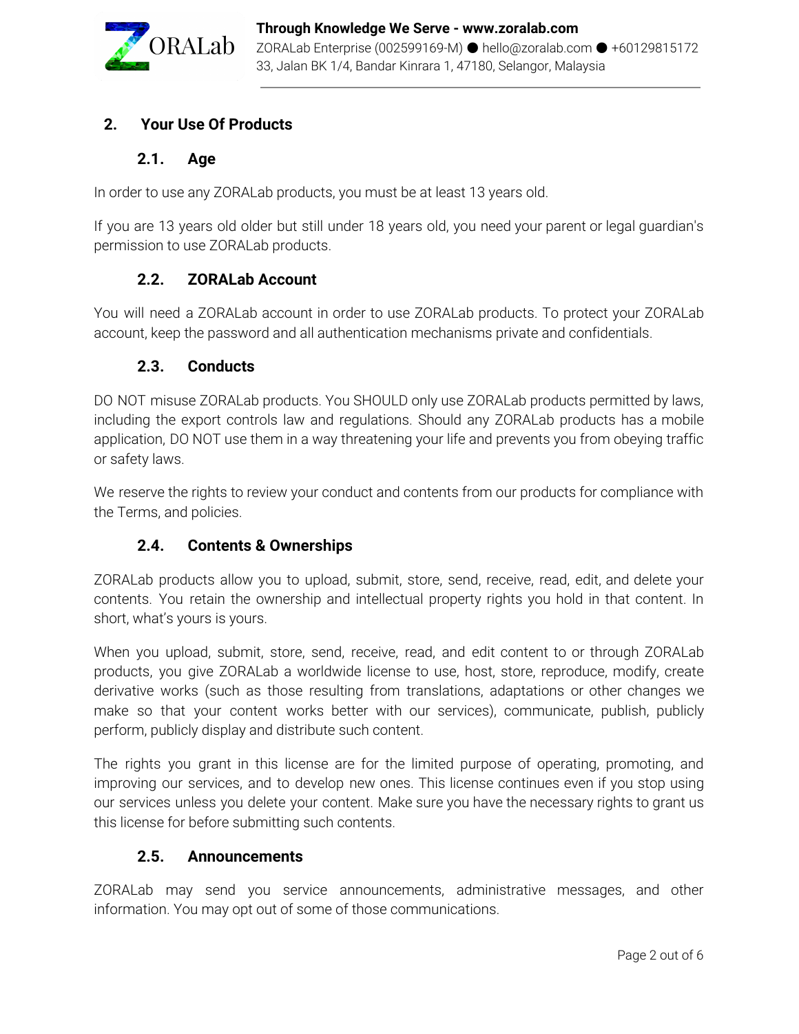## 2. Your Use Of Products

### 2.1. Age

In order to use any ZORALab products, you must be at least 13 years old.

If you are 13 years old older but still under 18 years old, you need your parent or legal guardian's permission to use ZORALab products.

### 2.2. ZORALab Account

You will need a ZORALab account in order to use ZORALab products. To protect your ZORALab account, keep the password and all authentication mechanisms private and confidentials.

### 2.3. Conducts

DO NOT misuse ZORALab products. You SHOULD only use ZORALab products permitted by laws, including the export controls law and regulations. Should any ZORALab products has a mobile application, DO NOT use them in a way threatening your life and prevents you from obeying traffic or safety laws.

We reserve the rights to review your conduct and contents from our products for compliance with the Terms, and policies.

### 2.4. Contents & Ownerships

ZORALab products allow you to upload, submit, store, send, receive, read, edit, and delete your contents. You retain the ownership and intellectual property rights you hold in that content. In short, what's yours is yours.

When you upload, submit, store, send, receive, read, and edit content to or through ZORALab products, you give ZORALab a worldwide license to use, host, store, reproduce, modify, create derivative works (such as those resulting from translations, adaptations or other changes we make so that your content works better with our services), communicate, publish, publicly perform, publicly display and distribute such content.

The rights you grant in this license are for the limited purpose of operating, promoting, and improving our services, and to develop new ones. This license continues even if you stop using our services unless you delete your content. Make sure you have the necessary rights to grant us this license for before submitting such contents.

### 2.5. Announcements

ZORALab may send you service announcements, administrative messages, and other information. You may opt out of some of those communications.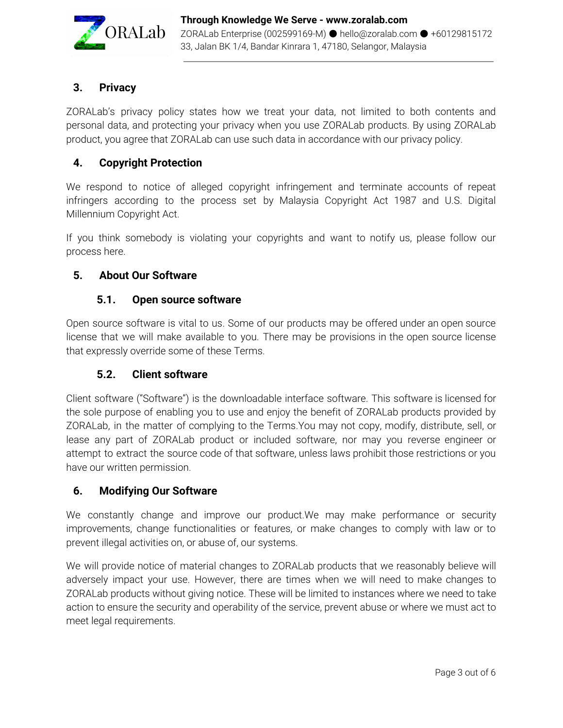## 3. Privacy

ZORALab's privacy policy states how we treat your data, not limited to both contents and personal data, and protecting your privacy when you use ZORALab products. By using ZORALab product, you agree that ZORALab can use such data in accordance with our privacy policy.

## 4. Copyright Protection

We respond to notice of alleged copyright infringement and terminate accounts of repeat infringers according to the process set by Malaysia Copyright Act 1987 and U.S. Digital Millennium Copyright Act.

If you think somebody is violating your copyrights and want to notify us, please follow our process here.

## 5. About Our Software

### 5.1. Open source software

Open source software is vital to us. Some of our products may be offered under an open source license that we will make available to you. There may be provisions in the open source license that expressly override some of these Terms.

### 5.2. Client software

Client software ("Software") is the downloadable interface software. This software is licensed for the sole purpose of enabling you to use and enjoy the benefit of ZORALab products provided by ZORALab, in the matter of complying to the Terms.You may not copy, modify, distribute, sell, or lease any part of ZORALab product or included software, nor may you reverse engineer or attempt to extract the source code of that software, unless laws prohibit those restrictions or you have our written permission.

## 6. Modifying Our Software

We constantly change and improve our product.We may make performance or security improvements, change functionalities or features, or make changes to comply with law or to prevent illegal activities on, or abuse of, our systems.

We will provide notice of material changes to ZORALab products that we reasonably believe will adversely impact your use. However, there are times when we will need to make changes to ZORALab products without giving notice. These will be limited to instances where we need to take action to ensure the security and operability of the service, prevent abuse or where we must act to meet legal requirements.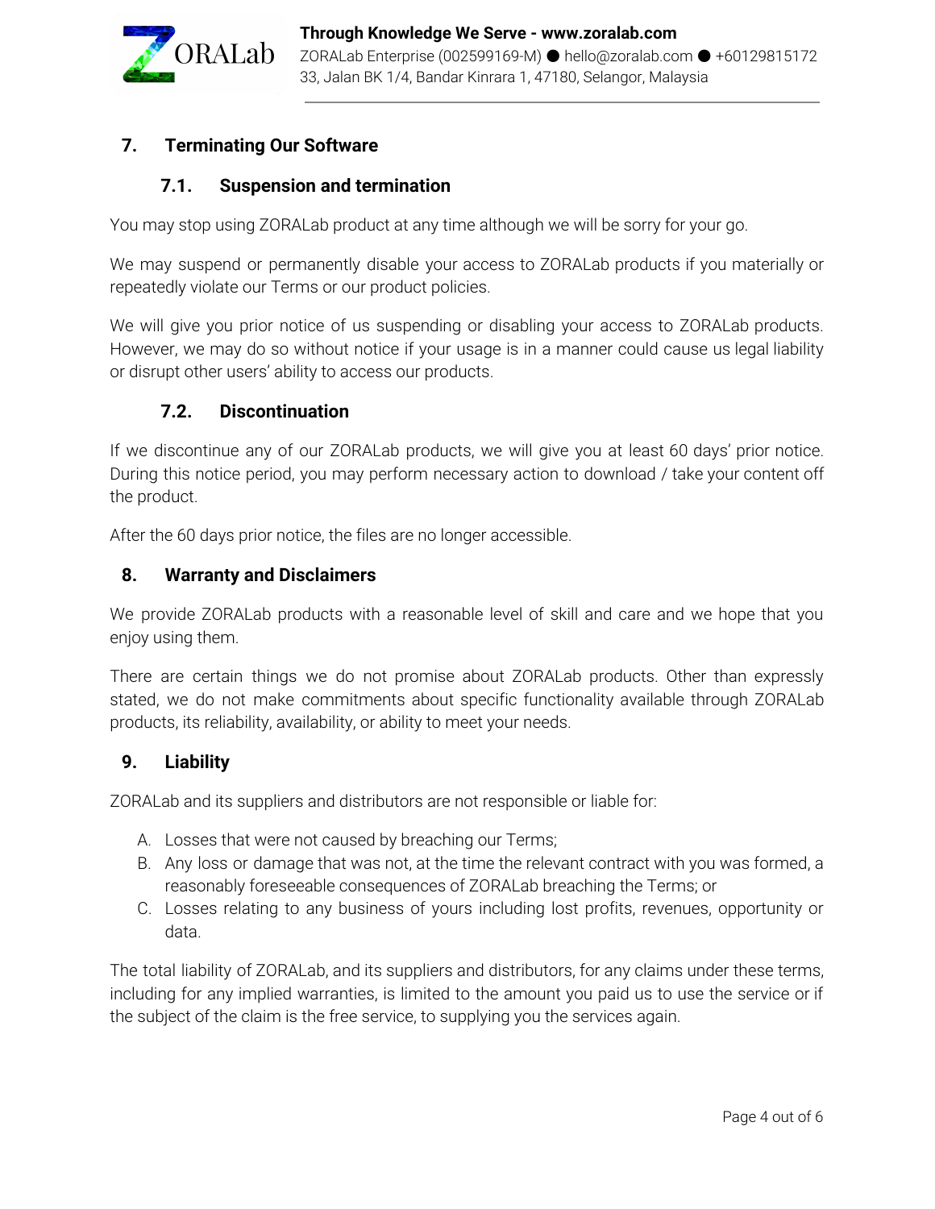## 7. Terminating Our Software

### 7.1. Suspension and termination

You may stop using ZORALab product at any time although we will be sorry for your go.

We may suspend or permanently disable your access to ZORALab products if you materially or repeatedly violate our Terms or our product policies.

We will give you prior notice of us suspending or disabling your access to ZORALab products. However, we may do so without notice if your usage is in a manner could cause us legal liability or disrupt other users' ability to access our products.

### 7.2. Discontinuation

If we discontinue any of our ZORALab products, we will give you at least 60 days' prior notice. During this notice period, you may perform necessary action to download / take your content off the product.

After the 60 days prior notice, the files are no longer accessible.

## 8. Warranty and Disclaimers

We provide ZORALab products with a reasonable level of skill and care and we hope that you enjoy using them.

There are certain things we do not promise about ZORALab products. Other than expressly stated, we do not make commitments about specific functionality available through ZORALab products, its reliability, availability, or ability to meet your needs.

## 9. Liability

ZORALab and its suppliers and distributors are not responsible or liable for:

A. Losses that were not caused by breaching our Terms;
B. Any loss or damage that was not, at the time the relevant contract with you was formed, a reasonably foreseeable consequences of ZORALab breaching the Terms; or
C. Losses relating to any business of yours including lost profits, revenues, opportunity or data.

The total liability of ZORALab, and its suppliers and distributors, for any claims under these terms, including for any implied warranties, is limited to the amount you paid us to use the service or if the subject of the claim is the free service, to supplying you the services again.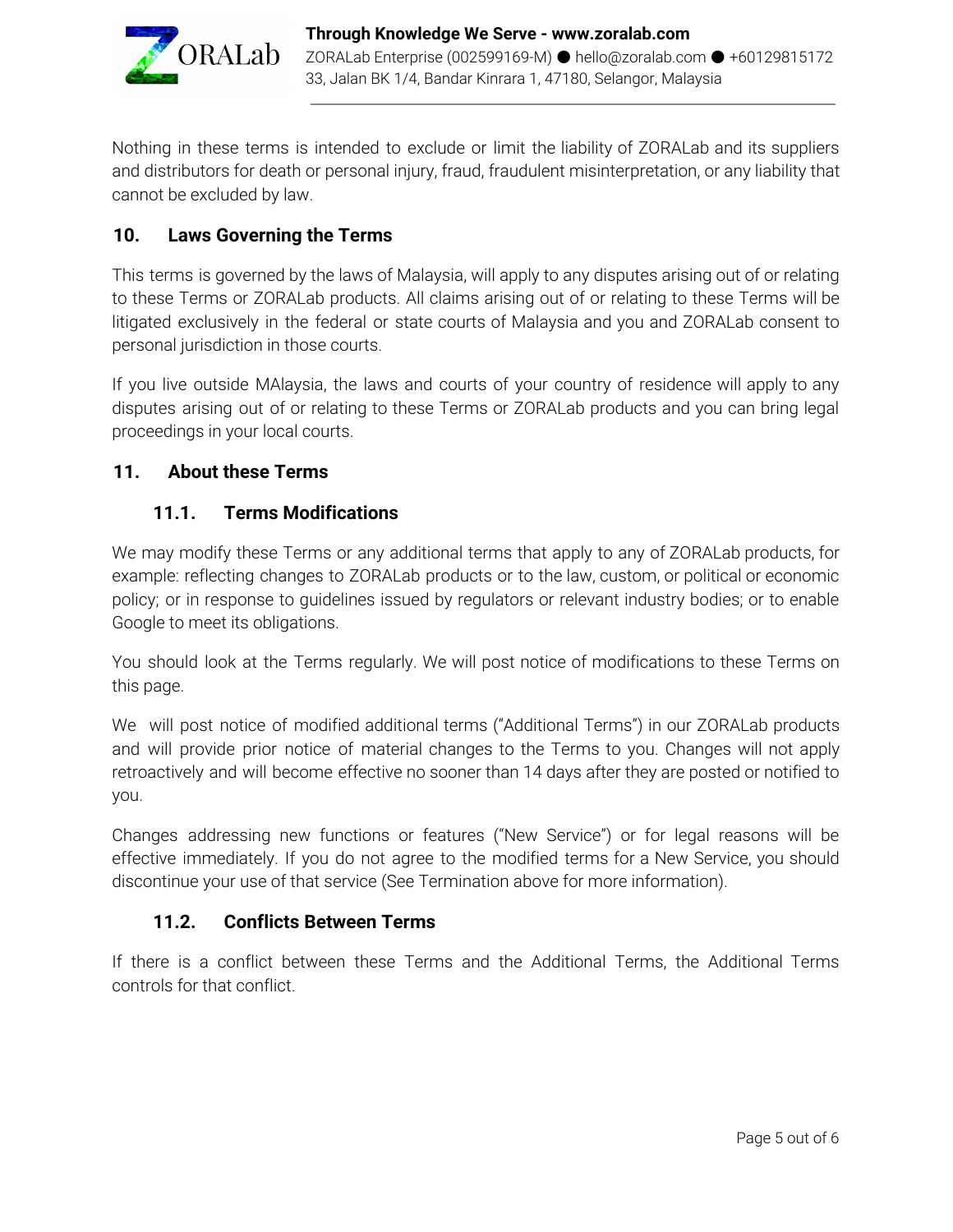Nothing in these terms is intended to exclude or limit the liability of ZORALab and its suppliers and distributors for death or personal injury, fraud, fraudulent misinterpretation, or any liability that cannot be excluded by law.

## 10. Laws Governing the Terms

This terms is governed by the laws of Malaysia, will apply to any disputes arising out of or relating to these Terms or ZORALab products. All claims arising out of or relating to these Terms will be litigated exclusively in the federal or state courts of Malaysia and you and ZORALab consent to personal jurisdiction in those courts.

If you live outside MAlaysia, the laws and courts of your country of residence will apply to any disputes arising out of or relating to these Terms or ZORALab products and you can bring legal proceedings in your local courts.

## 11. About these Terms

### 11.1. Terms Modifications

We may modify these Terms or any additional terms that apply to any of ZORALab products, for example: reflecting changes to ZORALab products or to the law, custom, or political or economic policy; or in response to guidelines issued by regulators or relevant industry bodies; or to enable Google to meet its obligations.

You should look at the Terms regularly. We will post notice of modifications to these Terms on this page.

We will post notice of modified additional terms ("Additional Terms") in our ZORALab products and will provide prior notice of material changes to the Terms to you. Changes will not apply retroactively and will become effective no sooner than 14 days after they are posted or notified to you.

Changes addressing new functions or features ("New Service") or for legal reasons will be effective immediately. If you do not agree to the modified terms for a New Service, you should discontinue your use of that service (See Termination above for more information).

### 11.2. Conflicts Between Terms

If there is a conflict between these Terms and the Additional Terms, the Additional Terms controls for that conflict.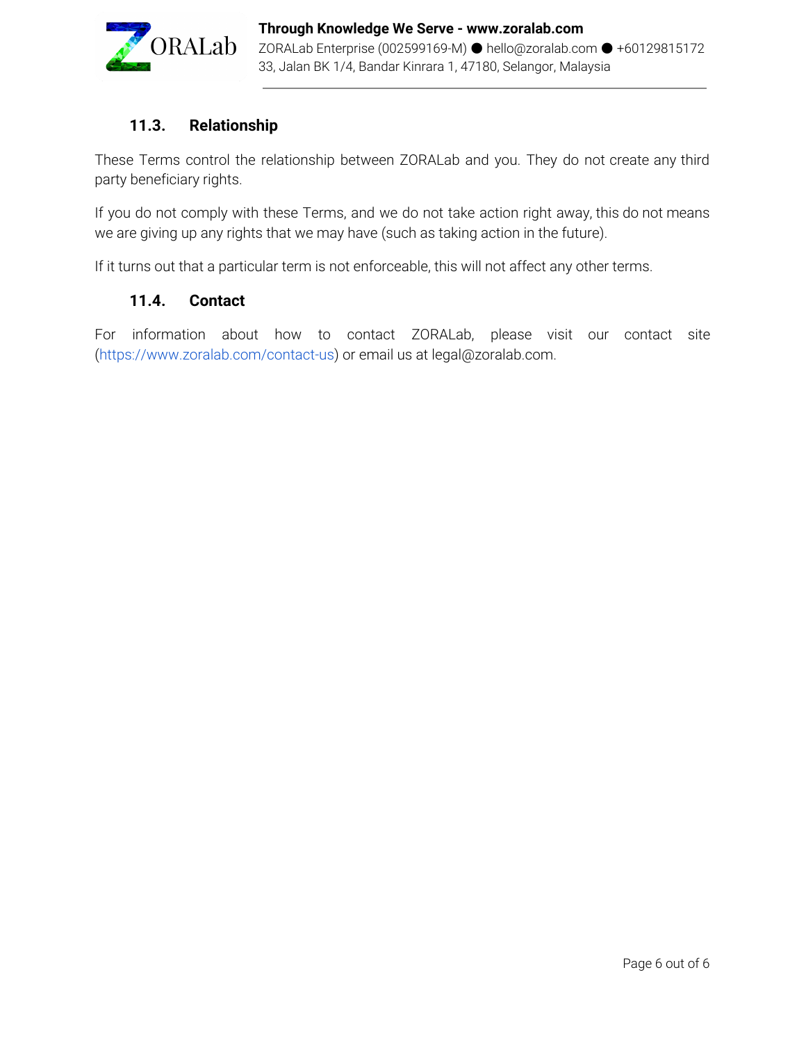### 11.3. Relationship

These Terms control the relationship between ZORALab and you. They do not create any third party beneficiary rights.

If you do not comply with these Terms, and we do not take action right away, this do not means we are giving up any rights that we may have (such as taking action in the future).

If it turns out that a particular term is not enforceable, this will not affect any other terms.

### 11.4. Contact

For information about how to contact ZORALab, please visit our contact site (https://www.zoralab.com/contact-us) or email us at legal@zoralab.com.